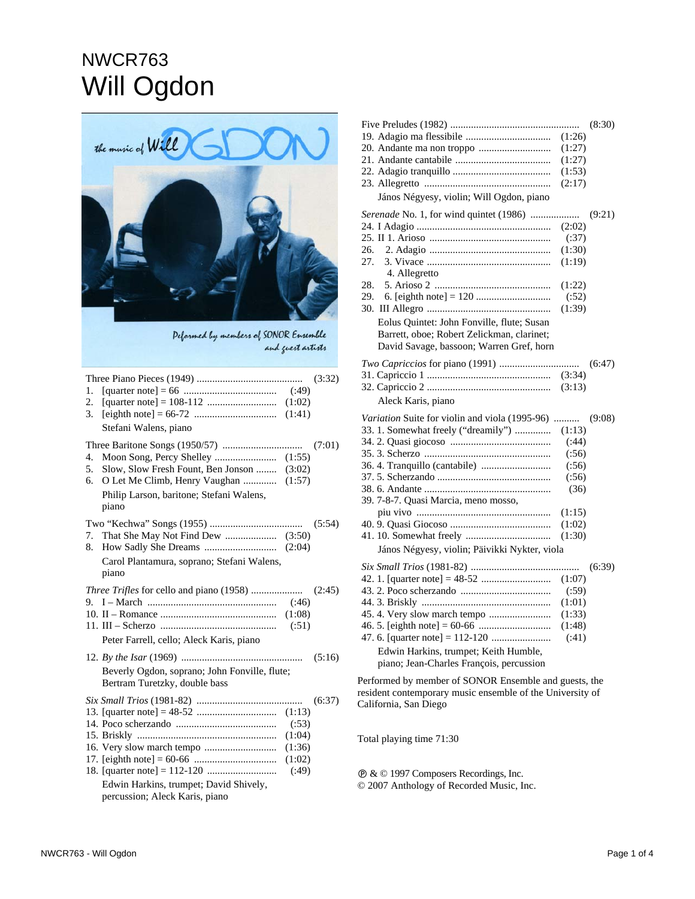# NWCR763

# Will Ogdon

the music of Will OGDON

Peformed by members of SONOR Ensemble and guest artists

Three Piano Pieces (1949) ........................................ (3:32)

1. [quarter note] = 66 .................................. (:49)
2. [quarter note] = 108-112 .......................... (1:02)
3. [eighth note] = 66-72 ............................... (1:41)

Stefani Walens, piano

Three Baritone Songs (1950/57) .............................. (7:01)

4. Moon Song, Percy Shelley ........................ (1:55)
5. Slow, Slow Fresh Fount, Ben Jonson ........ (3:02)
6. O Let Me Climb, Henry Vaughan ............. (1:57)

Philip Larson, baritone; Stefani Walens, piano

Two "Kechwa" Songs (1955) ................................... (5:54)

7. That She May Not Find Dew .................... (3:50)
8. How Sadly She Dreams ........................... (2:04)

Carol Plantamura, soprano; Stefani Walens, piano

*Three Trifles* for cello and piano (1958) .................... (2:45)

9. I – March ................................................ (:46)
10. II – Romance ........................................... (1:08)
11. III – Scherzo ........................................... (:51)

Peter Farrell, cello; Aleck Karis, piano

12. *By the Isar* (1969) ............................................. (5:16)

Beverly Ogdon, soprano; John Fonville, flute; Bertram Turetzky, double bass

*Six Small Trios* (1981-82) ........................................ (6:37)

13. [quarter note] = 48-52 .............................. (1:13)
14. Poco scherzando ...................................... (:53)
15. Briskly ..................................................... (1:04)
16. Very slow march tempo ........................... (1:36)
17. [eighth note] = 60-66 ............................... (1:02)
18. [quarter note] = 112-120 .......................... (:49)

Edwin Harkins, trumpet; David Shively, percussion; Aleck Karis, piano

Five Preludes (1982) ................................................. (8:30)

19. Adagio ma flessibile ................................ (1:26)
20. Andante ma non troppo ............................ (1:27)
21. Andante cantabile .................................... (1:27)
22. Adagio tranquillo ..................................... (1:53)
23. Allegretto ................................................ (2:17)

János Négyesy, violin; Will Ogdon, piano

*Serenade* No. 1, for wind quintet (1986) ................... (9:21)

24. I Adagio ................................................... (2:02)
25. II 1. Arioso ............................................... (:37)
26. 2. Adagio ............................................... (1:30)
27. 3. Vivace ............................................... (1:19)
    4. Allegretto
28. 5. Arioso 2 ............................................ (1:22)
29. 6. [eighth note] = 120 ............................. (:52)
30. III Allegro ............................................... (1:39)

Eolus Quintet: John Fonville, flute; Susan Barrett, oboe; Robert Zelickman, clarinet; David Savage, bassoon; Warren Gref, horn

*Two Capriccios* for piano (1991) ............................... (6:47)

31. Capriccio 1 ............................................... (3:34)
32. Capriccio 2 ............................................... (3:13)

Aleck Karis, piano

*Variation* Suite for violin and viola (1995-96) .......... (9:08)

33. 1. Somewhat freely ("dreamily") ............. (1:13)
34. 2. Quasi giocoso ...................................... (:44)
35. 3. Scherzo ................................................ (:56)
36. 4. Tranquillo (cantabile) ........................... (:56)
37. 5. Scherzando ........................................... (:56)
38. 6. Andante ................................................ (36)
39. 7-8-7. Quasi Marcia, meno mosso, piu vivo ................................................... (1:15)
40. 9. Quasi Giocoso ....................................... (1:02)
41. 10. Somewhat freely ................................. (1:30)

János Négyesy, violin; Päivikki Nykter, viola

*Six Small Trios* (1981-82) ........................................ (6:39)

42. 1. [quarter note] = 48-52 ........................... (1:07)
43. 2. Poco scherzando ................................... (:59)
44. 3. Briskly .................................................. (1:01)
45. 4. Very slow march tempo ........................ (1:33)
46. 5. [eighth note] = 60-66 ............................ (1:48)
47. 6. [quarter note] = 112-120 ....................... (:41)

Edwin Harkins, trumpet; Keith Humble, piano; Jean-Charles François, percussion

Performed by member of SONOR Ensemble and guests, the resident contemporary music ensemble of the University of California, San Diego

Total playing time 71:30

℗ & © 1997 Composers Recordings, Inc.
© 2007 Anthology of Recorded Music, Inc.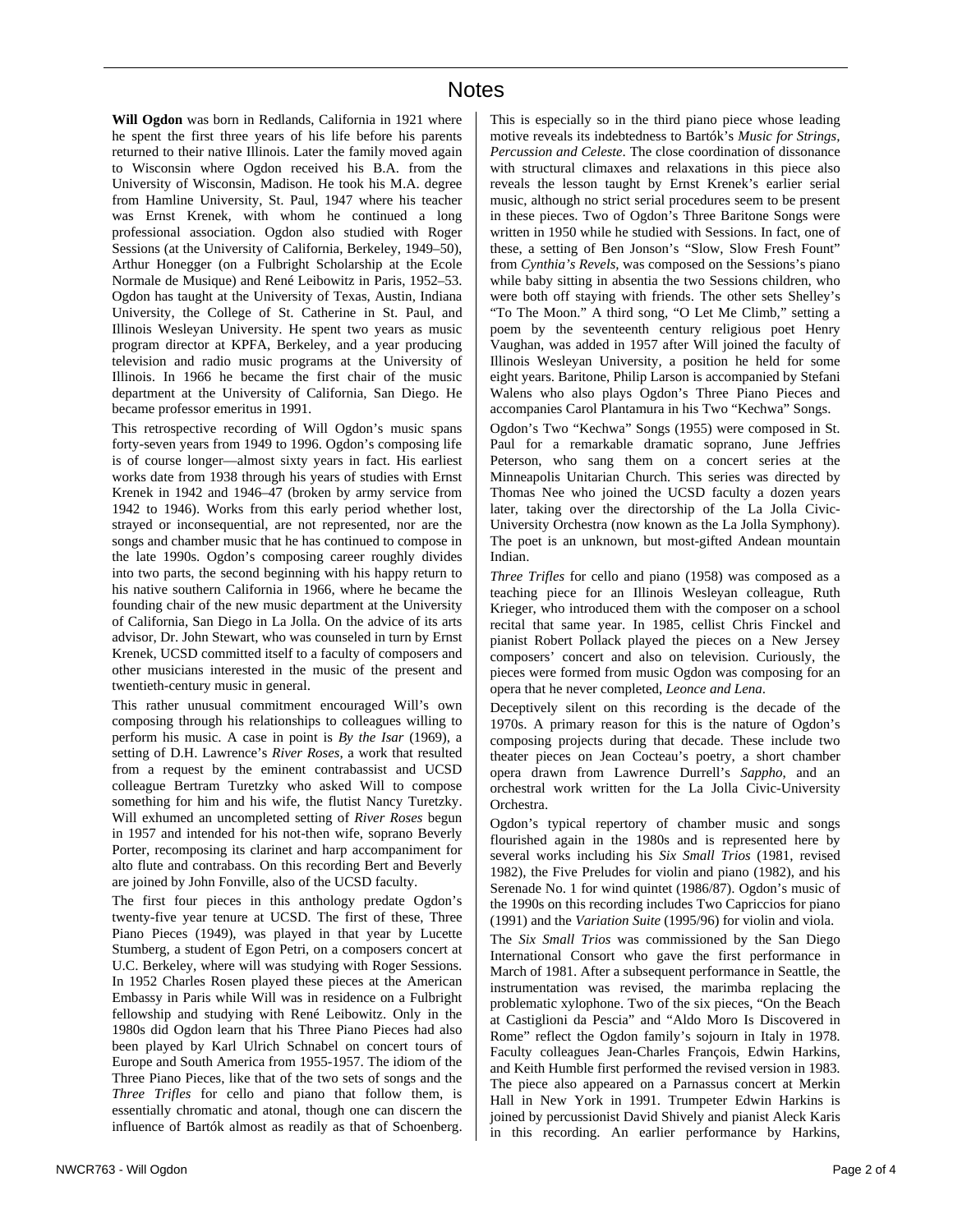# Notes

**Will Ogdon** was born in Redlands, California in 1921 where he spent the first three years of his life before his parents returned to their native Illinois. Later the family moved again to Wisconsin where Ogdon received his B.A. from the University of Wisconsin, Madison. He took his M.A. degree from Hamline University, St. Paul, 1947 where his teacher was Ernst Krenek, with whom he continued a long professional association. Ogdon also studied with Roger Sessions (at the University of California, Berkeley, 1949–50), Arthur Honegger (on a Fulbright Scholarship at the Ecole Normale de Musique) and René Leibowitz in Paris, 1952–53. Ogdon has taught at the University of Texas, Austin, Indiana University, the College of St. Catherine in St. Paul, and Illinois Wesleyan University. He spent two years as music program director at KPFA, Berkeley, and a year producing television and radio music programs at the University of Illinois. In 1966 he became the first chair of the music department at the University of California, San Diego. He became professor emeritus in 1991.

This retrospective recording of Will Ogdon's music spans forty-seven years from 1949 to 1996. Ogdon's composing life is of course longer—almost sixty years in fact. His earliest works date from 1938 through his years of studies with Ernst Krenek in 1942 and 1946–47 (broken by army service from 1942 to 1946). Works from this early period whether lost, strayed or inconsequential, are not represented, nor are the songs and chamber music that he has continued to compose in the late 1990s. Ogdon's composing career roughly divides into two parts, the second beginning with his happy return to his native southern California in 1966, where he became the founding chair of the new music department at the University of California, San Diego in La Jolla. On the advice of its arts advisor, Dr. John Stewart, who was counseled in turn by Ernst Krenek, UCSD committed itself to a faculty of composers and other musicians interested in the music of the present and twentieth-century music in general.

This rather unusual commitment encouraged Will's own composing through his relationships to colleagues willing to perform his music. A case in point is *By the Isar* (1969), a setting of D.H. Lawrence's *River Roses*, a work that resulted from a request by the eminent contrabassist and UCSD colleague Bertram Turetzky who asked Will to compose something for him and his wife, the flutist Nancy Turetzky. Will exhumed an uncompleted setting of *River Roses* begun in 1957 and intended for his not-then wife, soprano Beverly Porter, recomposing its clarinet and harp accompaniment for alto flute and contrabass. On this recording Bert and Beverly are joined by John Fonville, also of the UCSD faculty.

The first four pieces in this anthology predate Ogdon's twenty-five year tenure at UCSD. The first of these, Three Piano Pieces (1949), was played in that year by Lucette Stumberg, a student of Egon Petri, on a composers concert at U.C. Berkeley, where will was studying with Roger Sessions. In 1952 Charles Rosen played these pieces at the American Embassy in Paris while Will was in residence on a Fulbright fellowship and studying with René Leibowitz. Only in the 1980s did Ogdon learn that his Three Piano Pieces had also been played by Karl Ulrich Schnabel on concert tours of Europe and South America from 1955-1957. The idiom of the Three Piano Pieces, like that of the two sets of songs and the *Three Trifles* for cello and piano that follow them, is essentially chromatic and atonal, though one can discern the influence of Bartók almost as readily as that of Schoenberg. This is especially so in the third piano piece whose leading motive reveals its indebtedness to Bartók's *Music for Strings, Percussion and Celeste*. The close coordination of dissonance with structural climaxes and relaxations in this piece also reveals the lesson taught by Ernst Krenek's earlier serial music, although no strict serial procedures seem to be present in these pieces. Two of Ogdon's Three Baritone Songs were written in 1950 while he studied with Sessions. In fact, one of these, a setting of Ben Jonson's "Slow, Slow Fresh Fount" from *Cynthia's Revels*, was composed on the Sessions's piano while baby sitting in absentia the two Sessions children, who were both off staying with friends. The other sets Shelley's "To The Moon." A third song, "O Let Me Climb," setting a poem by the seventeenth century religious poet Henry Vaughan, was added in 1957 after Will joined the faculty of Illinois Wesleyan University, a position he held for some eight years. Baritone, Philip Larson is accompanied by Stefani Walens who also plays Ogdon's Three Piano Pieces and accompanies Carol Plantamura in his Two "Kechwa" Songs.

Ogdon's Two "Kechwa" Songs (1955) were composed in St. Paul for a remarkable dramatic soprano, June Jeffries Peterson, who sang them on a concert series at the Minneapolis Unitarian Church. This series was directed by Thomas Nee who joined the UCSD faculty a dozen years later, taking over the directorship of the La Jolla Civic-University Orchestra (now known as the La Jolla Symphony). The poet is an unknown, but most-gifted Andean mountain Indian.

*Three Trifles* for cello and piano (1958) was composed as a teaching piece for an Illinois Wesleyan colleague, Ruth Krieger, who introduced them with the composer on a school recital that same year. In 1985, cellist Chris Finckel and pianist Robert Pollack played the pieces on a New Jersey composers' concert and also on television. Curiously, the pieces were formed from music Ogdon was composing for an opera that he never completed, *Leonce and Lena*.

Deceptively silent on this recording is the decade of the 1970s. A primary reason for this is the nature of Ogdon's composing projects during that decade. These include two theater pieces on Jean Cocteau's poetry, a short chamber opera drawn from Lawrence Durrell's *Sappho*, and an orchestral work written for the La Jolla Civic-University Orchestra.

Ogdon's typical repertory of chamber music and songs flourished again in the 1980s and is represented here by several works including his *Six Small Trios* (1981, revised 1982), the Five Preludes for violin and piano (1982), and his Serenade No. 1 for wind quintet (1986/87). Ogdon's music of the 1990s on this recording includes Two Capriccios for piano (1991) and the *Variation Suite* (1995/96) for violin and viola.

The *Six Small Trios* was commissioned by the San Diego International Consort who gave the first performance in March of 1981. After a subsequent performance in Seattle, the instrumentation was revised, the marimba replacing the problematic xylophone. Two of the six pieces, "On the Beach at Castiglioni da Pescia" and "Aldo Moro Is Discovered in Rome" reflect the Ogdon family's sojourn in Italy in 1978. Faculty colleagues Jean-Charles François, Edwin Harkins, and Keith Humble first performed the revised version in 1983. The piece also appeared on a Parnassus concert at Merkin Hall in New York in 1991. Trumpeter Edwin Harkins is joined by percussionist David Shively and pianist Aleck Karis in this recording. An earlier performance by Harkins,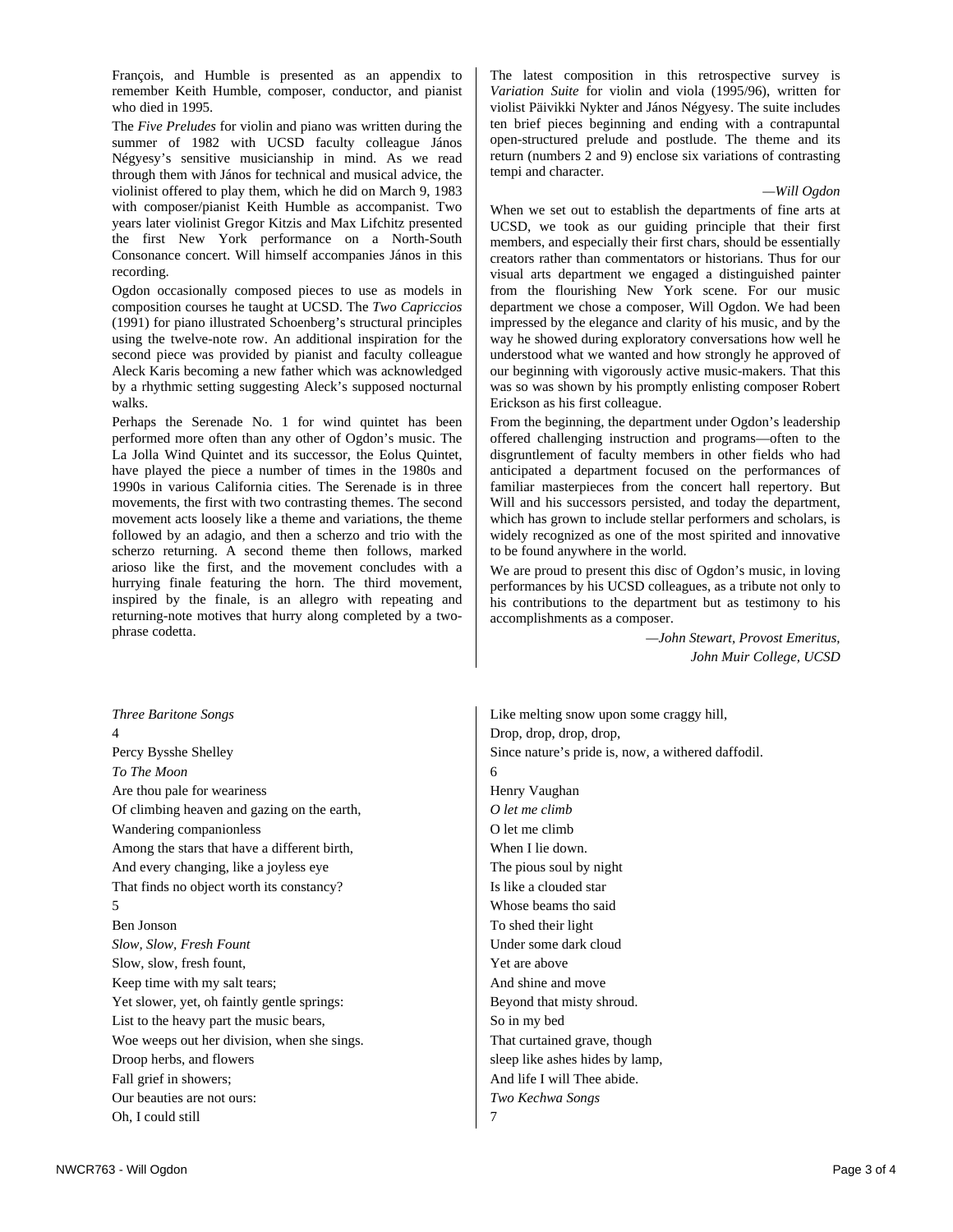François, and Humble is presented as an appendix to remember Keith Humble, composer, conductor, and pianist who died in 1995.

The *Five Preludes* for violin and piano was written during the summer of 1982 with UCSD faculty colleague János Négyesy's sensitive musicianship in mind. As we read through them with János for technical and musical advice, the violinist offered to play them, which he did on March 9, 1983 with composer/pianist Keith Humble as accompanist. Two years later violinist Gregor Kitzis and Max Lifchitz presented the first New York performance on a North-South Consonance concert. Will himself accompanies János in this recording.

Ogdon occasionally composed pieces to use as models in composition courses he taught at UCSD. The *Two Capriccios* (1991) for piano illustrated Schoenberg's structural principles using the twelve-note row. An additional inspiration for the second piece was provided by pianist and faculty colleague Aleck Karis becoming a new father which was acknowledged by a rhythmic setting suggesting Aleck's supposed nocturnal walks.

Perhaps the Serenade No. 1 for wind quintet has been performed more often than any other of Ogdon's music. The La Jolla Wind Quintet and its successor, the Eolus Quintet, have played the piece a number of times in the 1980s and 1990s in various California cities. The Serenade is in three movements, the first with two contrasting themes. The second movement acts loosely like a theme and variations, the theme followed by an adagio, and then a scherzo and trio with the scherzo returning. A second theme then follows, marked arioso like the first, and the movement concludes with a hurrying finale featuring the horn. The third movement, inspired by the finale, is an allegro with repeating and returning-note motives that hurry along completed by a two-phrase codetta.

The latest composition in this retrospective survey is *Variation Suite* for violin and viola (1995/96), written for violist Päivikki Nykter and János Négyesy. The suite includes ten brief pieces beginning and ending with a contrapuntal open-structured prelude and postlude. The theme and its return (numbers 2 and 9) enclose six variations of contrasting tempi and character.

—*Will Ogdon*

When we set out to establish the departments of fine arts at UCSD, we took as our guiding principle that their first members, and especially their first chars, should be essentially creators rather than commentators or historians. Thus for our visual arts department we engaged a distinguished painter from the flourishing New York scene. For our music department we chose a composer, Will Ogdon. We had been impressed by the elegance and clarity of his music, and by the way he showed during exploratory conversations how well he understood what we wanted and how strongly he approved of our beginning with vigorously active music-makers. That this was so was shown by his promptly enlisting composer Robert Erickson as his first colleague.

From the beginning, the department under Ogdon's leadership offered challenging instruction and programs—often to the disgruntlement of faculty members in other fields who had anticipated a department focused on the performances of familiar masterpieces from the concert hall repertory. But Will and his successors persisted, and today the department, which has grown to include stellar performers and scholars, is widely recognized as one of the most spirited and innovative to be found anywhere in the world.

We are proud to present this disc of Ogdon's music, in loving performances by his UCSD colleagues, as a tribute not only to his contributions to the department but as testimony to his accomplishments as a composer.

—*John Stewart, Provost Emeritus,*
*John Muir College, UCSD*

*Three Baritone Songs*

4

Percy Bysshe Shelley

*To The Moon*

Are thou pale for weariness
Of climbing heaven and gazing on the earth,
Wandering companionless
Among the stars that have a different birth,
And every changing, like a joyless eye
That finds no object worth its constancy?

5

Ben Jonson

*Slow, Slow, Fresh Fount*

Slow, slow, fresh fount,
Keep time with my salt tears;
Yet slower, yet, oh faintly gentle springs:
List to the heavy part the music bears,
Woe weeps out her division, when she sings.
Droop herbs, and flowers
Fall grief in showers;
Our beauties are not ours:
Oh, I could still
Like melting snow upon some craggy hill,
Drop, drop, drop, drop,
Since nature's pride is, now, a withered daffodil.

6

Henry Vaughan

*O let me climb*

O let me climb
When I lie down.
The pious soul by night
Is like a clouded star
Whose beams tho said
To shed their light
Under some dark cloud
Yet are above
And shine and move
Beyond that misty shroud.
So in my bed
That curtained grave, though
sleep like ashes hides by lamp,
And life I will Thee abide.

*Two Kechwa Songs*

7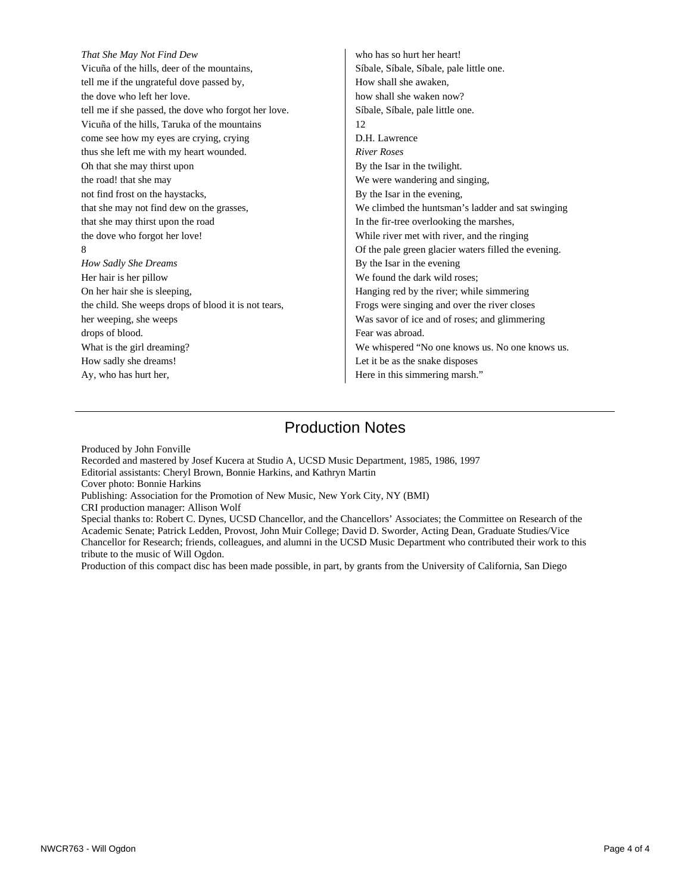*That She May Not Find Dew*

Vicuña of the hills, deer of the mountains,
tell me if the ungrateful dove passed by,
the dove who left her love.
tell me if she passed, the dove who forgot her love.
Vicuña of the hills, Taruka of the mountains
come see how my eyes are crying, crying
thus she left me with my heart wounded.
Oh that she may thirst upon
the road! that she may
not find frost on the haystacks,
that she may not find dew on the grasses,
that she may thirst upon the road
the dove who forgot her love!

8

*How Sadly She Dreams*

Her hair is her pillow
On her hair she is sleeping,
the child. She weeps drops of blood it is not tears,
her weeping, she weeps
drops of blood.
What is the girl dreaming?
How sadly she dreams!
Ay, who has hurt her,
who has so hurt her heart!
Síbale, Síbale, Síbale, pale little one.
How shall she awaken,
how shall she waken now?
Síbale, Síbale, pale little one.

12

D.H. Lawrence

*River Roses*

By the Isar in the twilight.
We were wandering and singing,
By the Isar in the evening,
We climbed the huntsman's ladder and sat swinging
In the fir-tree overlooking the marshes,
While river met with river, and the ringing
Of the pale green glacier waters filled the evening.
By the Isar in the evening
We found the dark wild roses;
Hanging red by the river; while simmering
Frogs were singing and over the river closes
Was savor of ice and of roses; and glimmering
Fear was abroad.
We whispered "No one knows us. No one knows us.
Let it be as the snake disposes
Here in this simmering marsh."

## Production Notes

Produced by John Fonville
Recorded and mastered by Josef Kucera at Studio A, UCSD Music Department, 1985, 1986, 1997
Editorial assistants: Cheryl Brown, Bonnie Harkins, and Kathryn Martin
Cover photo: Bonnie Harkins
Publishing: Association for the Promotion of New Music, New York City, NY (BMI)
CRI production manager: Allison Wolf
Special thanks to: Robert C. Dynes, UCSD Chancellor, and the Chancellors' Associates; the Committee on Research of the Academic Senate; Patrick Ledden, Provost, John Muir College; David D. Sworder, Acting Dean, Graduate Studies/Vice Chancellor for Research; friends, colleagues, and alumni in the UCSD Music Department who contributed their work to this tribute to the music of Will Ogdon.
Production of this compact disc has been made possible, in part, by grants from the University of California, San Diego